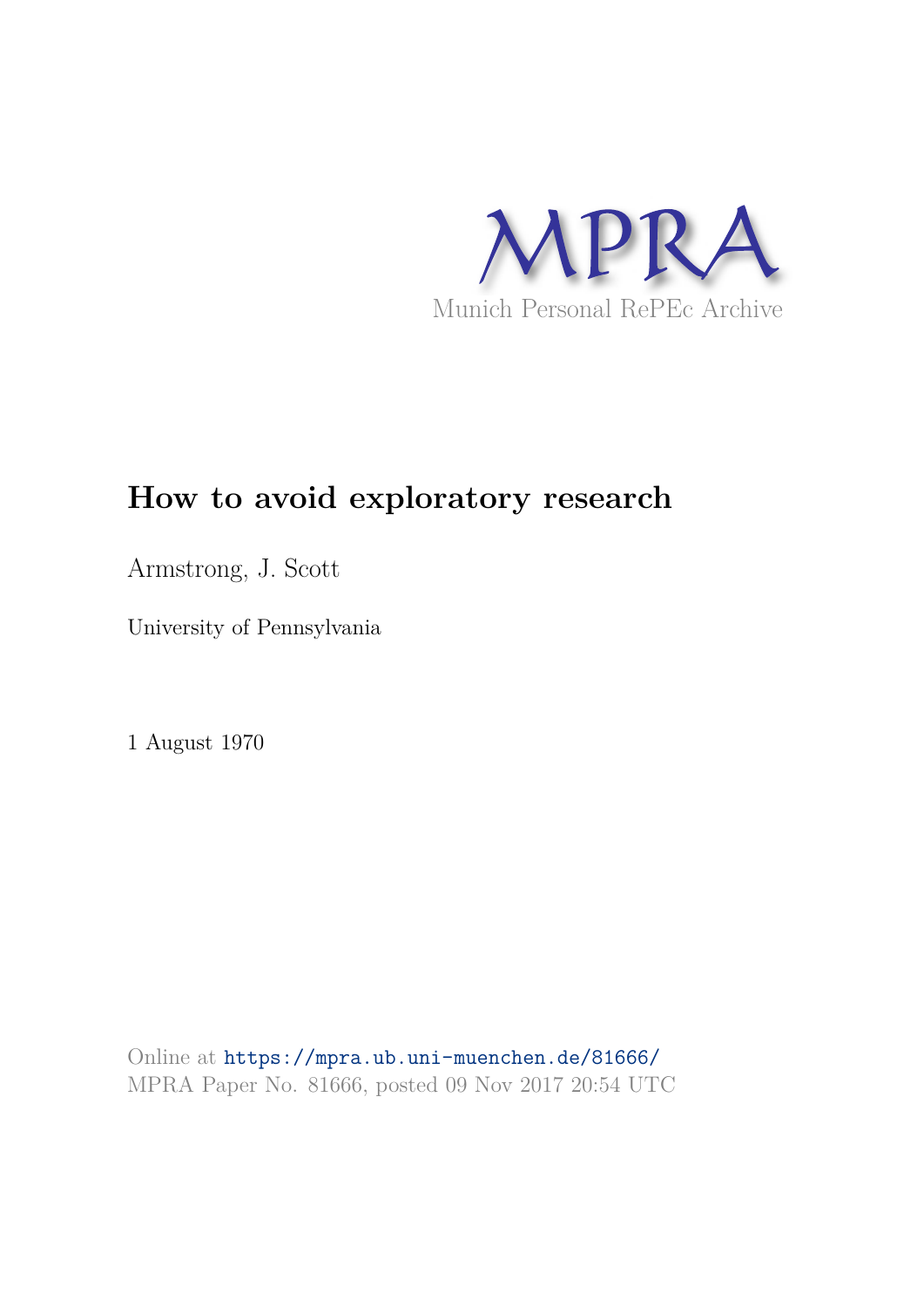MPRA

Munich Personal RePEc Archive

# How to avoid exploratory research

Armstrong, J. Scott

University of Pennsylvania

1 August 1970

Online at https://mpra.ub.uni-muenchen.de/81666/
MPRA Paper No. 81666, posted 09 Nov 2017 20:54 UTC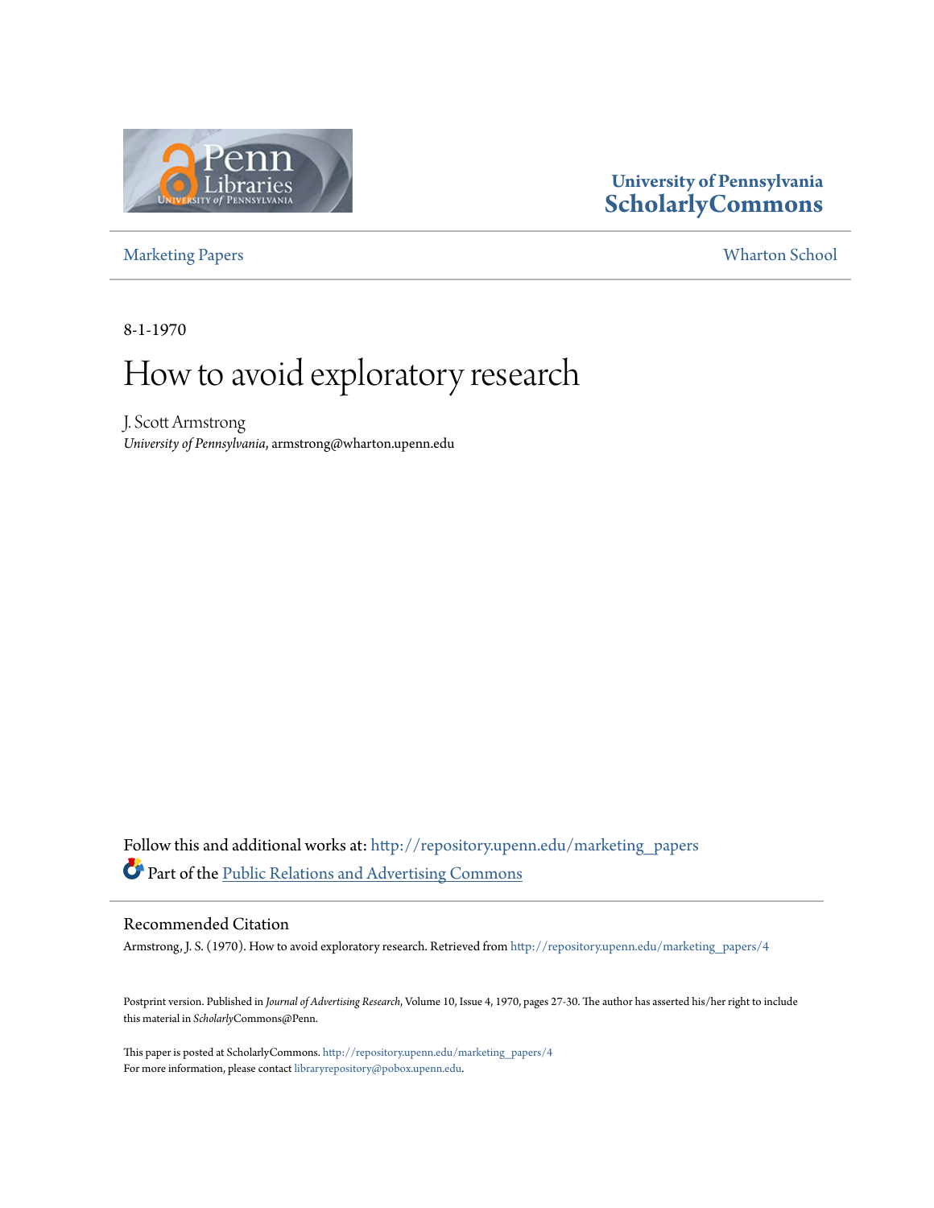University of Pennsylvania
ScholarlyCommons

Marketing Papers

Wharton School

8-1-1970

# How to avoid exploratory research

J. Scott Armstrong
*University of Pennsylvania*, armstrong@wharton.upenn.edu

Follow this and additional works at: http://repository.upenn.edu/marketing_papers

Part of the Public Relations and Advertising Commons

## Recommended Citation

Armstrong, J. S. (1970). How to avoid exploratory research. Retrieved from http://repository.upenn.edu/marketing_papers/4

Postprint version. Published in *Journal of Advertising Research*, Volume 10, Issue 4, 1970, pages 27-30. The author has asserted his/her right to include this material in *Scholarly*Commons@Penn.

This paper is posted at ScholarlyCommons. http://repository.upenn.edu/marketing_papers/4
For more information, please contact libraryrepository@pobox.upenn.edu.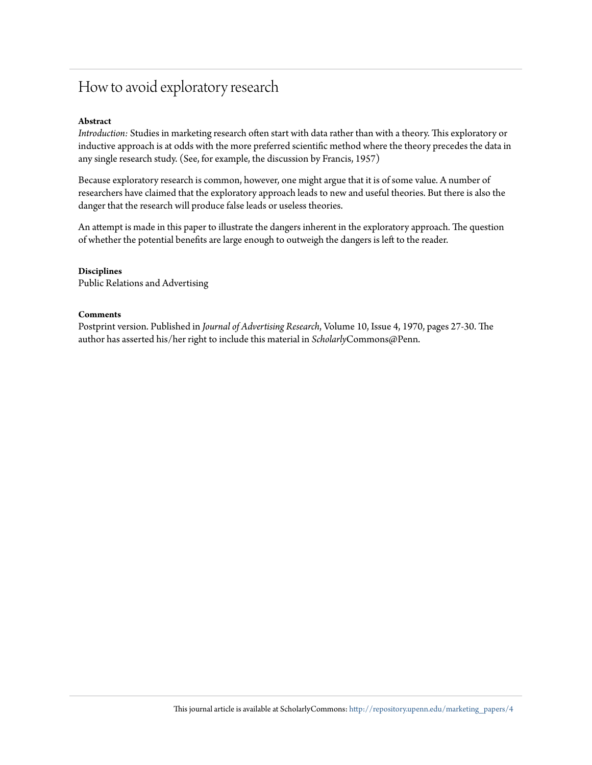# How to avoid exploratory research

**Abstract**

*Introduction:* Studies in marketing research often start with data rather than with a theory. This exploratory or inductive approach is at odds with the more preferred scientific method where the theory precedes the data in any single research study. (See, for example, the discussion by Francis, 1957)

Because exploratory research is common, however, one might argue that it is of some value. A number of researchers have claimed that the exploratory approach leads to new and useful theories. But there is also the danger that the research will produce false leads or useless theories.

An attempt is made in this paper to illustrate the dangers inherent in the exploratory approach. The question of whether the potential benefits are large enough to outweigh the dangers is left to the reader.

**Disciplines**

Public Relations and Advertising

**Comments**

Postprint version. Published in *Journal of Advertising Research*, Volume 10, Issue 4, 1970, pages 27-30. The author has asserted his/her right to include this material in *Scholarly*Commons@Penn.

This journal article is available at ScholarlyCommons: http://repository.upenn.edu/marketing_papers/4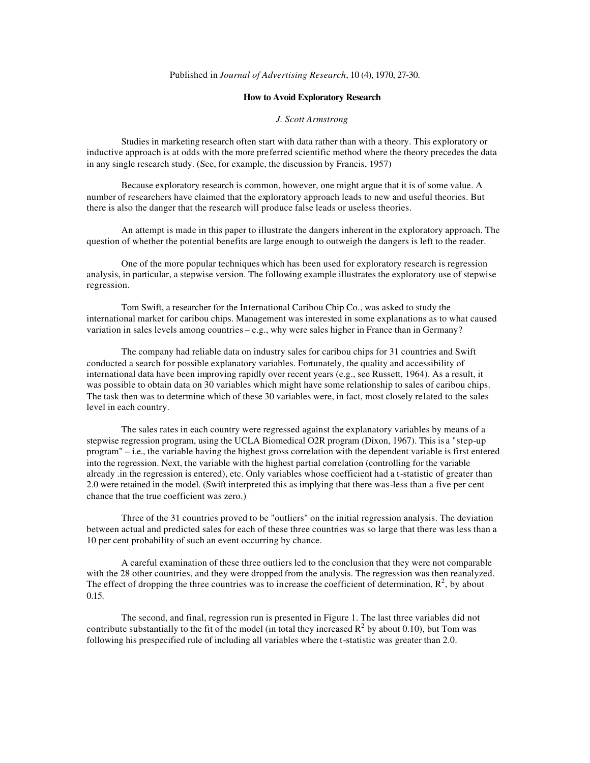Published in *Journal of Advertising Research*, 10 (4), 1970, 27-30.

**How to Avoid Exploratory Research**

*J. Scott Armstrong*

Studies in marketing research often start with data rather than with a theory. This exploratory or inductive approach is at odds with the more preferred scientific method where the theory precedes the data in any single research study. (See, for example, the discussion by Francis, 1957)

Because exploratory research is common, however, one might argue that it is of some value. A number of researchers have claimed that the exploratory approach leads to new and useful theories. But there is also the danger that the research will produce false leads or useless theories.

An attempt is made in this paper to illustrate the dangers inherent in the exploratory approach. The question of whether the potential benefits are large enough to outweigh the dangers is left to the reader.

One of the more popular techniques which has been used for exploratory research is regression analysis, in particular, a stepwise version. The following example illustrates the exploratory use of stepwise regression.

Tom Swift, a researcher for the International Caribou Chip Co., was asked to study the international market for caribou chips. Management was interested in some explanations as to what caused variation in sales levels among countries – e.g., why were sales higher in France than in Germany?

The company had reliable data on industry sales for caribou chips for 31 countries and Swift conducted a search for possible explanatory variables. Fortunately, the quality and accessibility of international data have been improving rapidly over recent years (e.g., see Russett, 1964). As a result, it was possible to obtain data on 30 variables which might have some relationship to sales of caribou chips. The task then was to determine which of these 30 variables were, in fact, most closely related to the sales level in each country.

The sales rates in each country were regressed against the explanatory variables by means of a stepwise regression program, using the UCLA Biomedical O2R program (Dixon, 1967). This is a "step-up program" – i.e., the variable having the highest gross correlation with the dependent variable is first entered into the regression. Next, the variable with the highest partial correlation (controlling for the variable already .in the regression is entered), etc. Only variables whose coefficient had a t-statistic of greater than 2.0 were retained in the model. (Swift interpreted this as implying that there was-less than a five per cent chance that the true coefficient was zero.)

Three of the 31 countries proved to be "outliers" on the initial regression analysis. The deviation between actual and predicted sales for each of these three countries was so large that there was less than a 10 per cent probability of such an event occurring by chance.

A careful examination of these three outliers led to the conclusion that they were not comparable with the 28 other countries, and they were dropped from the analysis. The regression was then reanalyzed. The effect of dropping the three countries was to increase the coefficient of determination, $R^2$, by about 0.15.

The second, and final, regression run is presented in Figure 1. The last three variables did not contribute substantially to the fit of the model (in total they increased $R^2$ by about 0.10), but Tom was following his prespecified rule of including all variables where the t-statistic was greater than 2.0.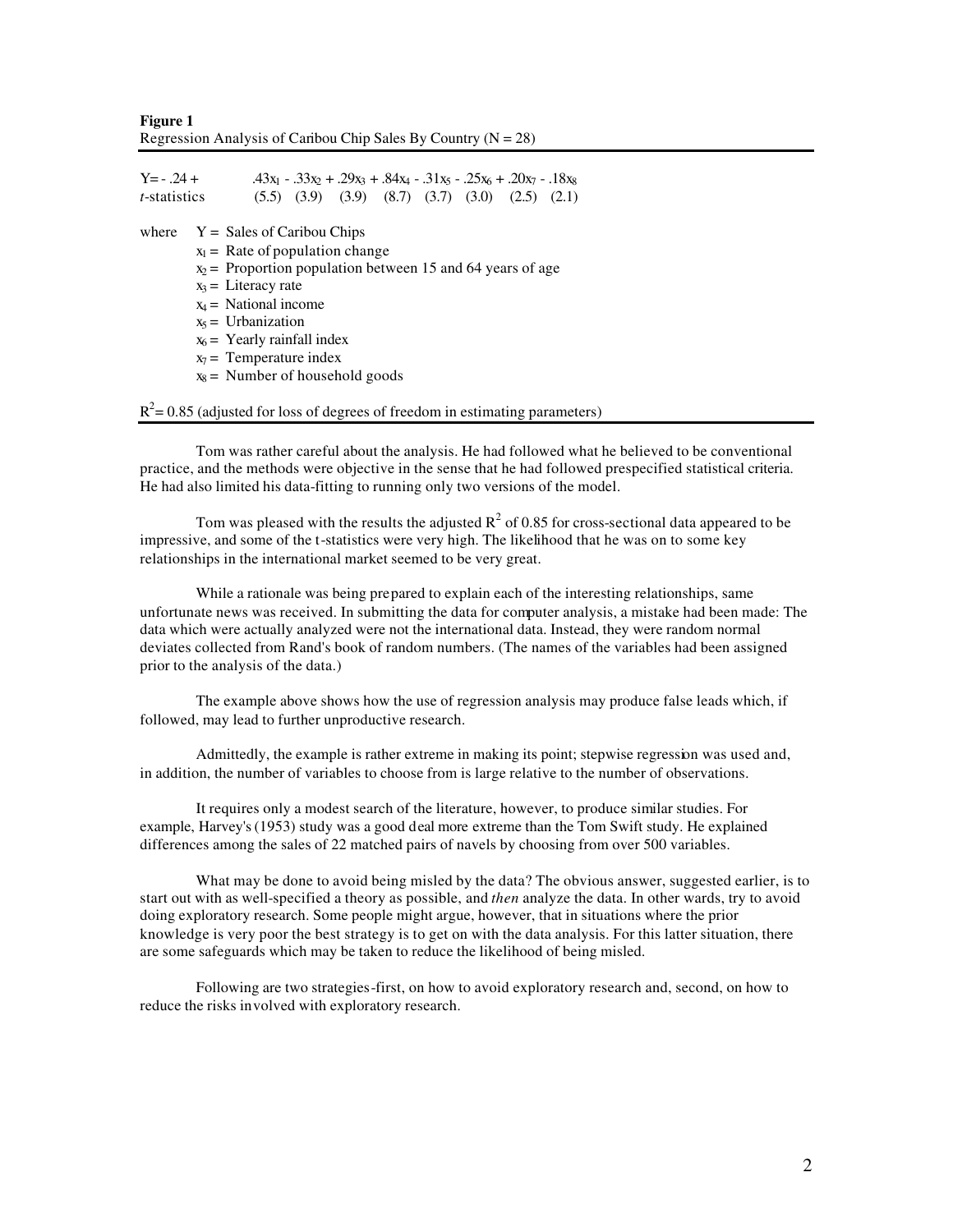**Figure 1**
Regression Analysis of Caribou Chip Sales By Country (N = 28)

| | |
|---|---|
| Y= - .24 + | $.43x_1 - .33x_2 + .29x_3 + .84x_4 - .31x_5 - .25x_6 + .20x_7 - .18x_8$ |
| *t*-statistics | (5.5) (3.9) (3.9) (8.7) (3.7) (3.0) (2.5) (2.1) |

where Y = Sales of Caribou Chips
- $x_1$ = Rate of population change
- $x_2$ = Proportion population between 15 and 64 years of age
- $x_3$ = Literacy rate
- $x_4$ = National income
- $x_5$ = Urbanization
- $x_6$ = Yearly rainfall index
- $x_7$ = Temperature index
- $x_8$ = Number of household goods

$R^2$= 0.85 (adjusted for loss of degrees of freedom in estimating parameters)

Tom was rather careful about the analysis. He had followed what he believed to be conventional practice, and the methods were objective in the sense that he had followed prespecified statistical criteria. He had also limited his data-fitting to running only two versions of the model.

Tom was pleased with the results the adjusted $R^2$ of 0.85 for cross-sectional data appeared to be impressive, and some of the t-statistics were very high. The likelihood that he was on to some key relationships in the international market seemed to be very great.

While a rationale was being prepared to explain each of the interesting relationships, same unfortunate news was received. In submitting the data for computer analysis, a mistake had been made: The data which were actually analyzed were not the international data. Instead, they were random normal deviates collected from Rand's book of random numbers. (The names of the variables had been assigned prior to the analysis of the data.)

The example above shows how the use of regression analysis may produce false leads which, if followed, may lead to further unproductive research.

Admittedly, the example is rather extreme in making its point; stepwise regression was used and, in addition, the number of variables to choose from is large relative to the number of observations.

It requires only a modest search of the literature, however, to produce similar studies. For example, Harvey's (1953) study was a good deal more extreme than the Tom Swift study. He explained differences among the sales of 22 matched pairs of navels by choosing from over 500 variables.

What may be done to avoid being misled by the data? The obvious answer, suggested earlier, is to start out with as well-specified a theory as possible, and *then* analyze the data. In other wards, try to avoid doing exploratory research. Some people might argue, however, that in situations where the prior knowledge is very poor the best strategy is to get on with the data analysis. For this latter situation, there are some safeguards which may be taken to reduce the likelihood of being misled.

Following are two strategies-first, on how to avoid exploratory research and, second, on how to reduce the risks involved with exploratory research.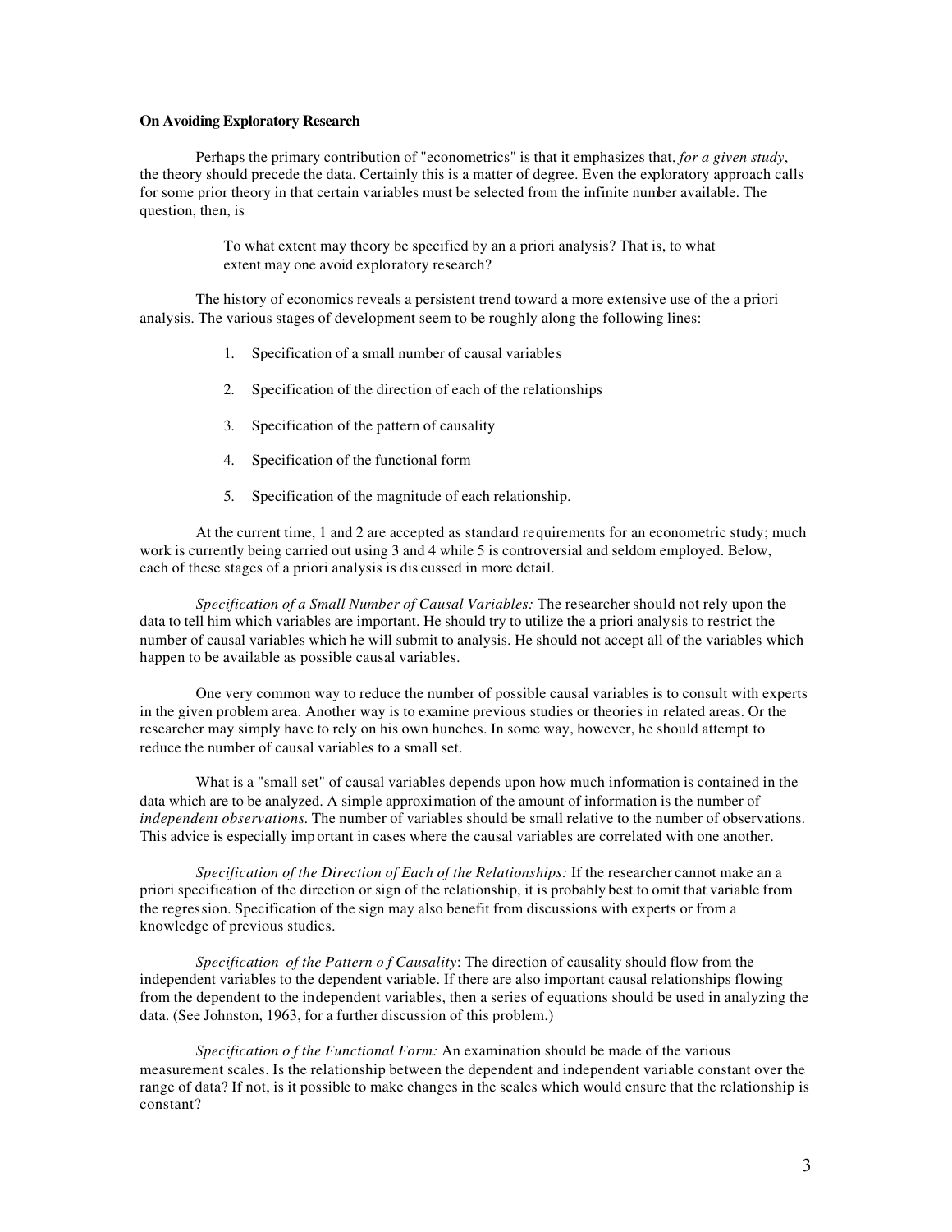**On Avoiding Exploratory Research**

Perhaps the primary contribution of "econometrics" is that it emphasizes that, *for a given study*, the theory should precede the data. Certainly this is a matter of degree. Even the exploratory approach calls for some prior theory in that certain variables must be selected from the infinite number available. The question, then, is

> To what extent may theory be specified by an a priori analysis? That is, to what extent may one avoid exploratory research?

The history of economics reveals a persistent trend toward a more extensive use of the a priori analysis. The various stages of development seem to be roughly along the following lines:

1. Specification of a small number of causal variables
2. Specification of the direction of each of the relationships
3. Specification of the pattern of causality
4. Specification of the functional form
5. Specification of the magnitude of each relationship.

At the current time, 1 and 2 are accepted as standard requirements for an econometric study; much work is currently being carried out using 3 and 4 while 5 is controversial and seldom employed. Below, each of these stages of a priori analysis is discussed in more detail.

*Specification of a Small Number of Causal Variables:* The researcher should not rely upon the data to tell him which variables are important. He should try to utilize the a priori analysis to restrict the number of causal variables which he will submit to analysis. He should not accept all of the variables which happen to be available as possible causal variables.

One very common way to reduce the number of possible causal variables is to consult with experts in the given problem area. Another way is to examine previous studies or theories in related areas. Or the researcher may simply have to rely on his own hunches. In some way, however, he should attempt to reduce the number of causal variables to a small set.

What is a "small set" of causal variables depends upon how much information is contained in the data which are to be analyzed. A simple approximation of the amount of information is the number of *independent observations.* The number of variables should be small relative to the number of observations. This advice is especially important in cases where the causal variables are correlated with one another.

*Specification of the Direction of Each of the Relationships:* If the researcher cannot make an a priori specification of the direction or sign of the relationship, it is probably best to omit that variable from the regression. Specification of the sign may also benefit from discussions with experts or from a knowledge of previous studies.

*Specification of the Pattern of Causality*: The direction of causality should flow from the independent variables to the dependent variable. If there are also important causal relationships flowing from the dependent to the independent variables, then a series of equations should be used in analyzing the data. (See Johnston, 1963, for a further discussion of this problem.)

*Specification of the Functional Form:* An examination should be made of the various measurement scales. Is the relationship between the dependent and independent variable constant over the range of data? If not, is it possible to make changes in the scales which would ensure that the relationship is constant?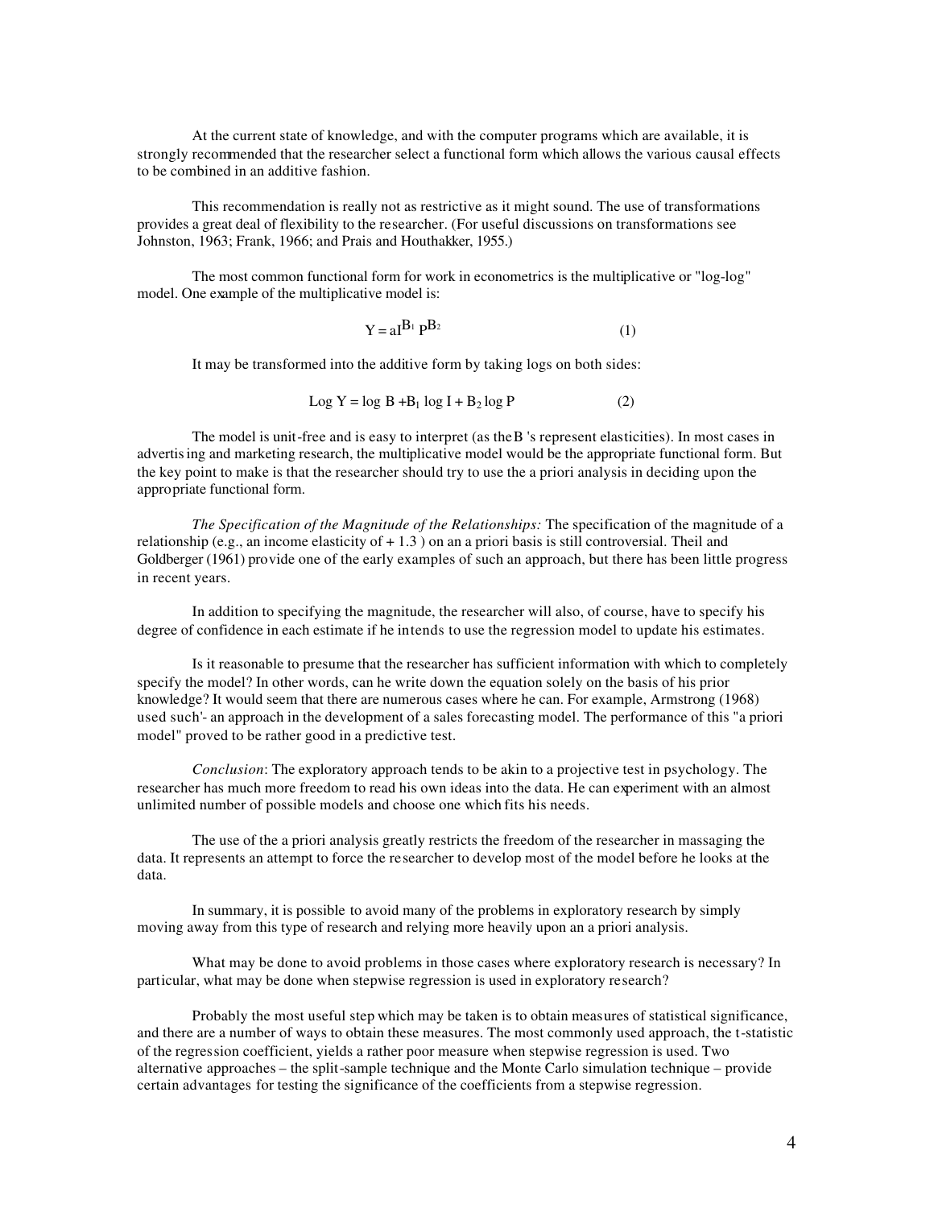At the current state of knowledge, and with the computer programs which are available, it is strongly recommended that the researcher select a functional form which allows the various causal effects to be combined in an additive fashion.

This recommendation is really not as restrictive as it might sound. The use of transformations provides a great deal of flexibility to the researcher. (For useful discussions on transformations see Johnston, 1963; Frank, 1966; and Prais and Houthakker, 1955.)

The most common functional form for work in econometrics is the multiplicative or "log-log" model. One example of the multiplicative model is:

$$Y = aI^{B_1} P^{B_2} \tag{1}$$

It may be transformed into the additive form by taking logs on both sides:

$$\text{Log } Y = \log B + B_1 \log I + B_2 \log P \tag{2}$$

The model is unit-free and is easy to interpret (as the B 's represent elasticities). In most cases in advertising and marketing research, the multiplicative model would be the appropriate functional form. But the key point to make is that the researcher should try to use the a priori analysis in deciding upon the appropriate functional form.

*The Specification of the Magnitude of the Relationships:* The specification of the magnitude of a relationship (e.g., an income elasticity of + 1.3 ) on an a priori basis is still controversial. Theil and Goldberger (1961) provide one of the early examples of such an approach, but there has been little progress in recent years.

In addition to specifying the magnitude, the researcher will also, of course, have to specify his degree of confidence in each estimate if he intends to use the regression model to update his estimates.

Is it reasonable to presume that the researcher has sufficient information with which to completely specify the model? In other words, can he write down the equation solely on the basis of his prior knowledge? It would seem that there are numerous cases where he can. For example, Armstrong (1968) used such'- an approach in the development of a sales forecasting model. The performance of this "a priori model" proved to be rather good in a predictive test.

*Conclusion*: The exploratory approach tends to be akin to a projective test in psychology. The researcher has much more freedom to read his own ideas into the data. He can experiment with an almost unlimited number of possible models and choose one which fits his needs.

The use of the a priori analysis greatly restricts the freedom of the researcher in massaging the data. It represents an attempt to force the researcher to develop most of the model before he looks at the data.

In summary, it is possible to avoid many of the problems in exploratory research by simply moving away from this type of research and relying more heavily upon an a priori analysis.

What may be done to avoid problems in those cases where exploratory research is necessary? In particular, what may be done when stepwise regression is used in exploratory research?

Probably the most useful step which may be taken is to obtain measures of statistical significance, and there are a number of ways to obtain these measures. The most commonly used approach, the t-statistic of the regression coefficient, yields a rather poor measure when stepwise regression is used. Two alternative approaches – the split-sample technique and the Monte Carlo simulation technique – provide certain advantages for testing the significance of the coefficients from a stepwise regression.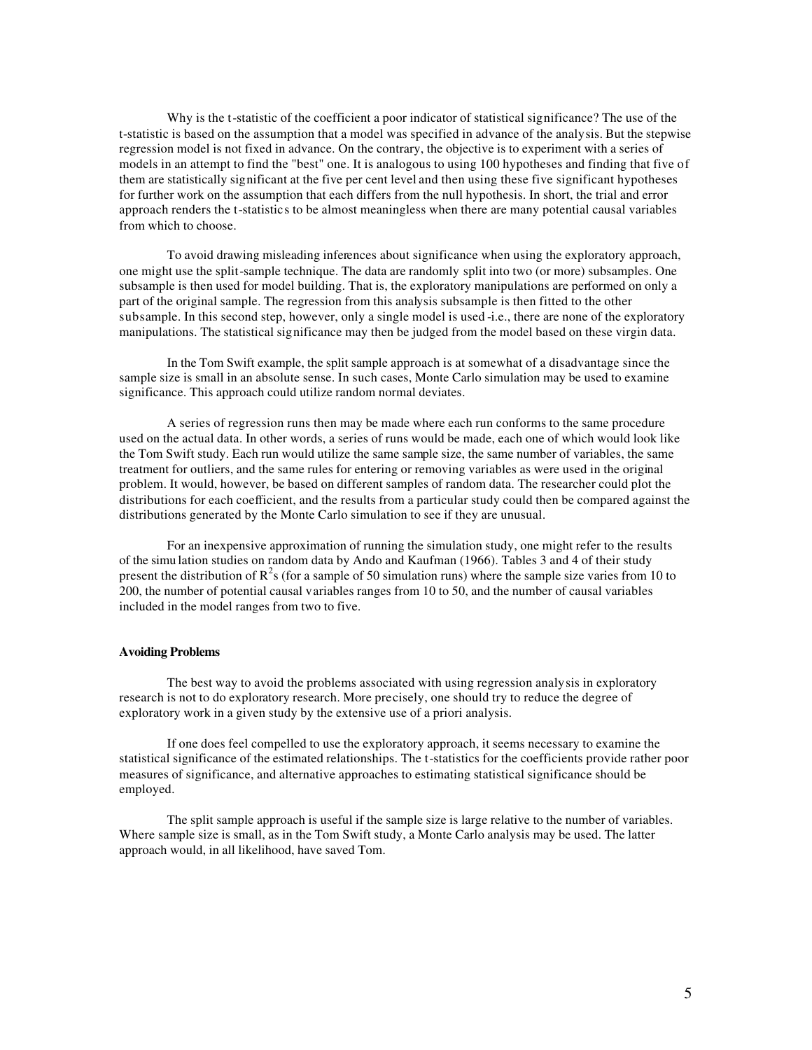Why is the t-statistic of the coefficient a poor indicator of statistical significance? The use of the t-statistic is based on the assumption that a model was specified in advance of the analysis. But the stepwise regression model is not fixed in advance. On the contrary, the objective is to experiment with a series of models in an attempt to find the "best" one. It is analogous to using 100 hypotheses and finding that five of them are statistically significant at the five per cent level and then using these five significant hypotheses for further work on the assumption that each differs from the null hypothesis. In short, the trial and error approach renders the t-statistics to be almost meaningless when there are many potential causal variables from which to choose.

To avoid drawing misleading inferences about significance when using the exploratory approach, one might use the split-sample technique. The data are randomly split into two (or more) subsamples. One subsample is then used for model building. That is, the exploratory manipulations are performed on only a part of the original sample. The regression from this analysis subsample is then fitted to the other subsample. In this second step, however, only a single model is used -i.e., there are none of the exploratory manipulations. The statistical significance may then be judged from the model based on these virgin data.

In the Tom Swift example, the split sample approach is at somewhat of a disadvantage since the sample size is small in an absolute sense. In such cases, Monte Carlo simulation may be used to examine significance. This approach could utilize random normal deviates.

A series of regression runs then may be made where each run conforms to the same procedure used on the actual data. In other words, a series of runs would be made, each one of which would look like the Tom Swift study. Each run would utilize the same sample size, the same number of variables, the same treatment for outliers, and the same rules for entering or removing variables as were used in the original problem. It would, however, be based on different samples of random data. The researcher could plot the distributions for each coefficient, and the results from a particular study could then be compared against the distributions generated by the Monte Carlo simulation to see if they are unusual.

For an inexpensive approximation of running the simulation study, one might refer to the results of the simulation studies on random data by Ando and Kaufman (1966). Tables 3 and 4 of their study present the distribution of $R^2$s (for a sample of 50 simulation runs) where the sample size varies from 10 to 200, the number of potential causal variables ranges from 10 to 50, and the number of causal variables included in the model ranges from two to five.

**Avoiding Problems**

The best way to avoid the problems associated with using regression analysis in exploratory research is not to do exploratory research. More precisely, one should try to reduce the degree of exploratory work in a given study by the extensive use of a priori analysis.

If one does feel compelled to use the exploratory approach, it seems necessary to examine the statistical significance of the estimated relationships. The t-statistics for the coefficients provide rather poor measures of significance, and alternative approaches to estimating statistical significance should be employed.

The split sample approach is useful if the sample size is large relative to the number of variables. Where sample size is small, as in the Tom Swift study, a Monte Carlo analysis may be used. The latter approach would, in all likelihood, have saved Tom.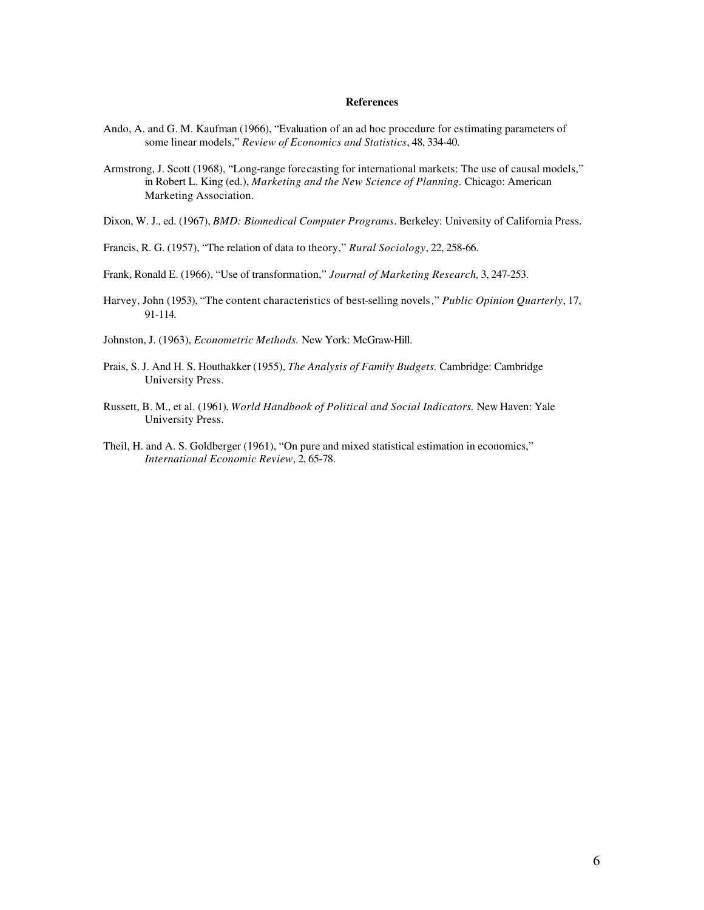## References

Ando, A. and G. M. Kaufman (1966), "Evaluation of an ad hoc procedure for estimating parameters of some linear models," *Review of Economics and Statistics*, 48, 334-40.

Armstrong, J. Scott (1968), "Long-range forecasting for international markets: The use of causal models," in Robert L. King (ed.), *Marketing and the New Science of Planning.* Chicago: American Marketing Association.

Dixon, W. J., ed. (1967), *BMD: Biomedical Computer Programs*. Berkeley: University of California Press.

Francis, R. G. (1957), "The relation of data to theory," *Rural Sociology*, 22, 258-66.

Frank, Ronald E. (1966), "Use of transformation," *Journal of Marketing Research,* 3, 247-253.

Harvey, John (1953), "The content characteristics of best-selling novels," *Public Opinion Quarterly*, 17, 91-114.

Johnston, J. (1963), *Econometric Methods.* New York: McGraw-Hill.

Prais, S. J. And H. S. Houthakker (1955), *The Analysis of Family Budgets.* Cambridge: Cambridge University Press.

Russett, B. M., et al. (1961), *World Handbook of Political and Social Indicators.* New Haven: Yale University Press.

Theil, H. and A. S. Goldberger (1961), "On pure and mixed statistical estimation in economics," *International Economic Review*, 2, 65-78.